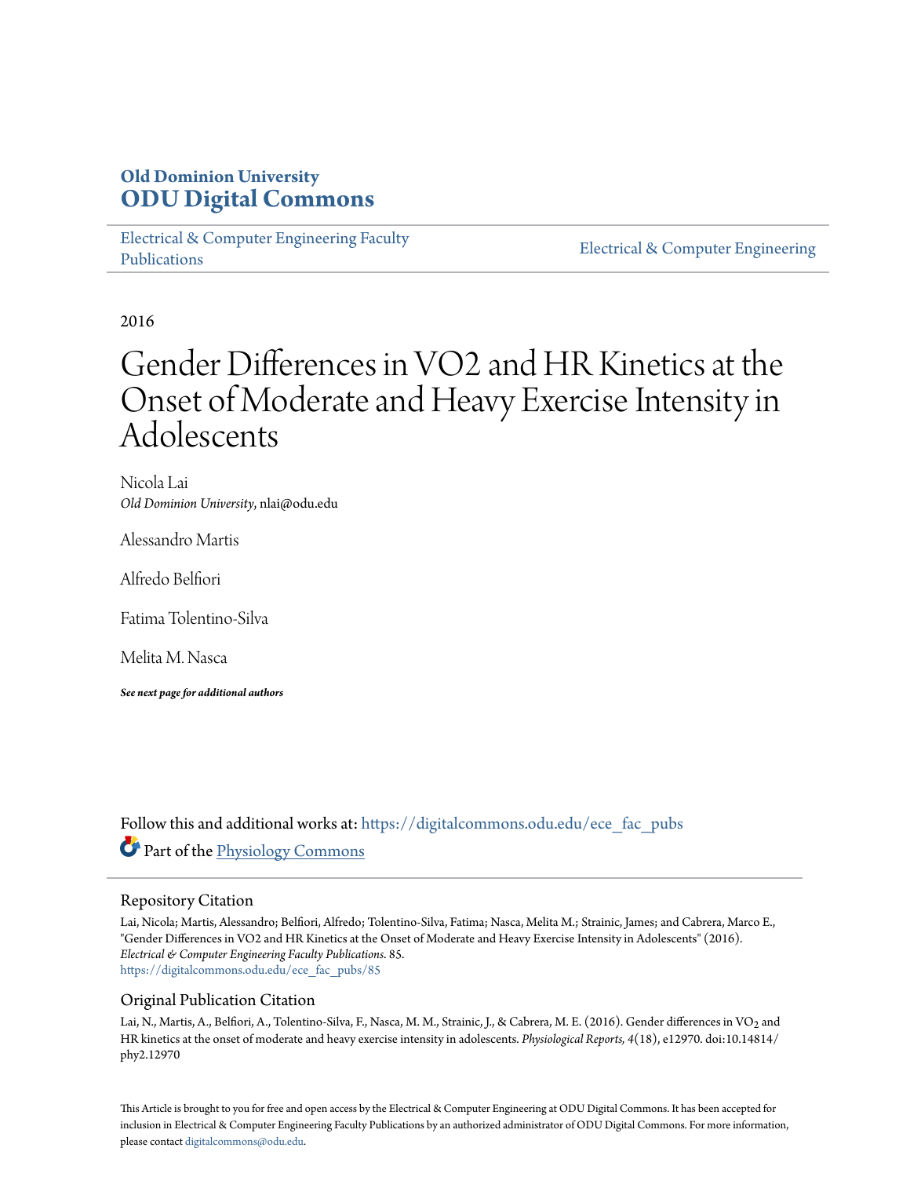# Old Dominion University
# ODU Digital Commons

Electrical & Computer Engineering Faculty Publications

Electrical & Computer Engineering

2016

# Gender Differences in VO2 and HR Kinetics at the Onset of Moderate and Heavy Exercise Intensity in Adolescents

Nicola Lai
*Old Dominion University*, nlai@odu.edu

Alessandro Martis

Alfredo Belfiori

Fatima Tolentino-Silva

Melita M. Nasca

***See next page for additional authors***

Follow this and additional works at: https://digitalcommons.odu.edu/ece_fac_pubs

Part of the Physiology Commons

## Repository Citation

Lai, Nicola; Martis, Alessandro; Belfiori, Alfredo; Tolentino-Silva, Fatima; Nasca, Melita M.; Strainic, James; and Cabrera, Marco E., "Gender Differences in VO2 and HR Kinetics at the Onset of Moderate and Heavy Exercise Intensity in Adolescents" (2016). *Electrical & Computer Engineering Faculty Publications.* 85.
https://digitalcommons.odu.edu/ece_fac_pubs/85

## Original Publication Citation

Lai, N., Martis, A., Belfiori, A., Tolentino-Silva, F., Nasca, M. M., Strainic, J., & Cabrera, M. E. (2016). Gender differences in $VO_2$ and HR kinetics at the onset of moderate and heavy exercise intensity in adolescents. *Physiological Reports, 4*(18), e12970. doi:10.14814/phy2.12970

This Article is brought to you for free and open access by the Electrical & Computer Engineering at ODU Digital Commons. It has been accepted for inclusion in Electrical & Computer Engineering Faculty Publications by an authorized administrator of ODU Digital Commons. For more information, please contact digitalcommons@odu.edu.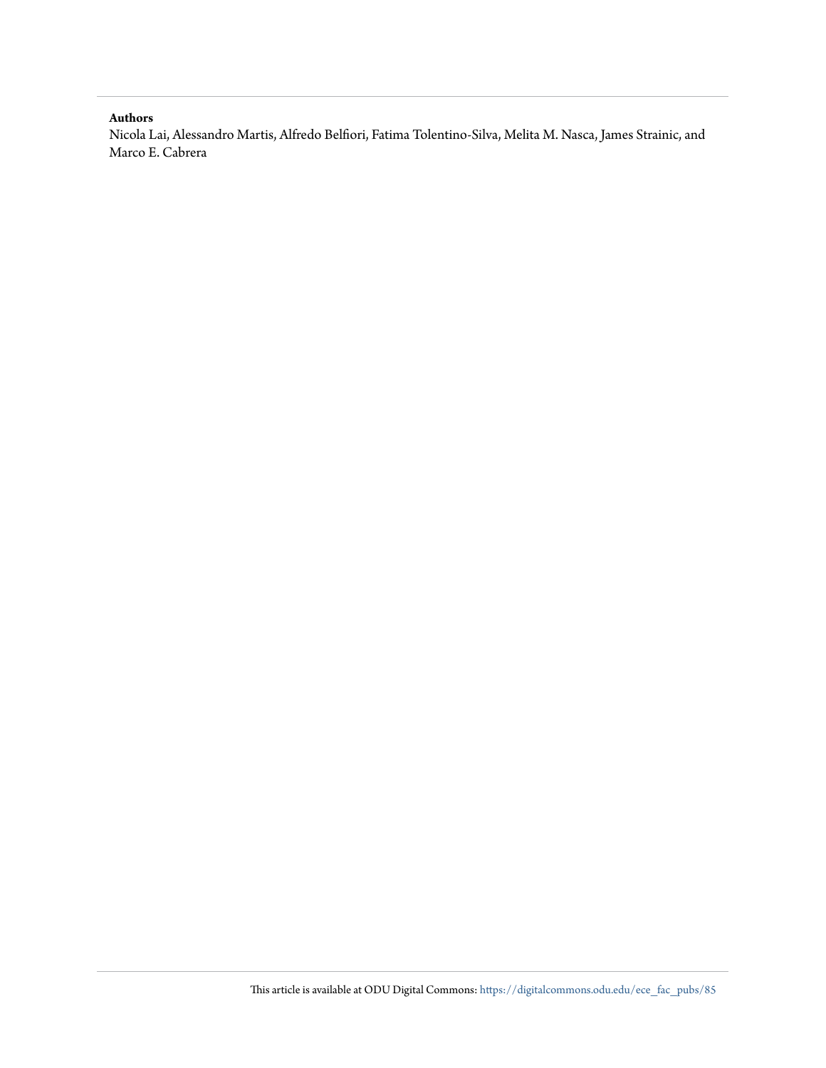**Authors**

Nicola Lai, Alessandro Martis, Alfredo Belfiori, Fatima Tolentino-Silva, Melita M. Nasca, James Strainic, and Marco E. Cabrera

This article is available at ODU Digital Commons: https://digitalcommons.odu.edu/ece_fac_pubs/85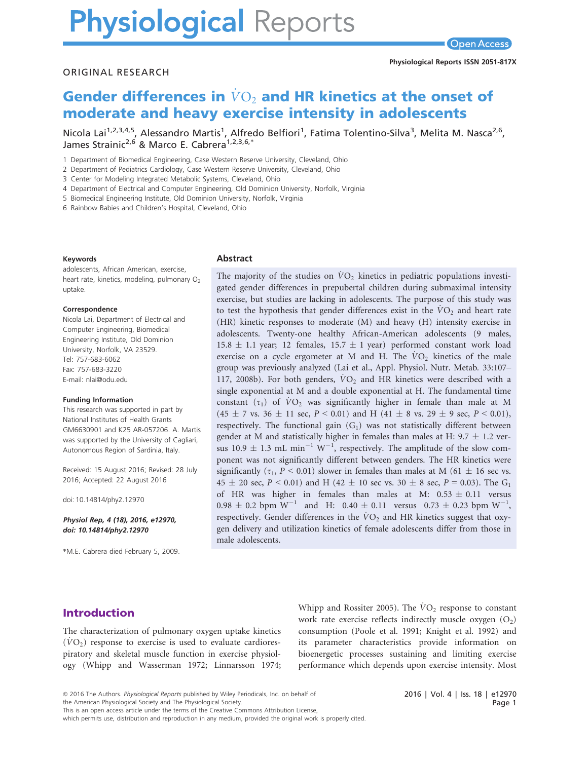# Gender differences in $\dot{V}O_2$ and HR kinetics at the onset of moderate and heavy exercise intensity in adolescents

Nicola Lai[1,2,3,4,5], Alessandro Martis[1], Alfredo Belfiori[1], Fatima Tolentino-Silva[3], Melita M. Nasca[2,6], James Strainic[2,6] & Marco E. Cabrera[1,2,3,6,*]

1 Department of Biomedical Engineering, Case Western Reserve University, Cleveland, Ohio
2 Department of Pediatrics Cardiology, Case Western Reserve University, Cleveland, Ohio
3 Center for Modeling Integrated Metabolic Systems, Cleveland, Ohio
4 Department of Electrical and Computer Engineering, Old Dominion University, Norfolk, Virginia
5 Biomedical Engineering Institute, Old Dominion University, Norfolk, Virginia
6 Rainbow Babies and Children's Hospital, Cleveland, Ohio

**Keywords**

adolescents, African American, exercise, heart rate, kinetics, modeling, pulmonary $O_2$ uptake.

**Correspondence**

Nicola Lai, Department of Electrical and Computer Engineering, Biomedical Engineering Institute, Old Dominion University, Norfolk, VA 23529.
Tel: 757-683-6062
Fax: 757-683-3220
E-mail: nlai@odu.edu

**Funding Information**

This research was supported in part by National Institutes of Health Grants GM6630901 and K25 AR-057206. A. Martis was supported by the University of Cagliari, Autonomous Region of Sardinia, Italy.

Received: 15 August 2016; Revised: 28 July 2016; Accepted: 22 August 2016

doi: 10.14814/phy2.12970

*Physiol Rep, 4 (18), 2016, e12970, doi: 10.14814/phy2.12970*

*M.E. Cabrera died February 5, 2009.

## Abstract

The majority of the studies on $\dot{V}O_2$ kinetics in pediatric populations investigated gender differences in prepubertal children during submaximal intensity exercise, but studies are lacking in adolescents. The purpose of this study was to test the hypothesis that gender differences exist in the $\dot{V}O_2$ and heart rate (HR) kinetic responses to moderate (M) and heavy (H) intensity exercise in adolescents. Twenty-one healthy African-American adolescents (9 males, 15.8 ± 1.1 year; 12 females, 15.7 ± 1 year) performed constant work load exercise on a cycle ergometer at M and H. The $\dot{V}O_2$ kinetics of the male group was previously analyzed (Lai et al., Appl. Physiol. Nutr. Metab. 33:107–117, 2008b). For both genders, $\dot{V}O_2$ and HR kinetics were described with a single exponential at M and a double exponential at H. The fundamental time constant ($\tau_1$) of $\dot{V}O_2$ was significantly higher in female than male at M (45 ± 7 vs. 36 ± 11 sec, $P < 0.01$) and H (41 ± 8 vs. 29 ± 9 sec, $P < 0.01$), respectively. The functional gain ($G_1$) was not statistically different between gender at M and statistically higher in females than males at H: 9.7 ± 1.2 versus 10.9 ± 1.3 mL min$^{-1}$ W$^{-1}$, respectively. The amplitude of the slow component was not significantly different between genders. The HR kinetics were significantly ($\tau_1$, $P < 0.01$) slower in females than males at M (61 ± 16 sec vs. 45 ± 20 sec, $P < 0.01$) and H (42 ± 10 sec vs. 30 ± 8 sec, $P = 0.03$). The $G_1$ of HR was higher in females than males at M: 0.53 ± 0.11 versus 0.98 ± 0.2 bpm W$^{-1}$ and H: 0.40 ± 0.11 versus 0.73 ± 0.23 bpm W$^{-1}$, respectively. Gender differences in the $\dot{V}O_2$ and HR kinetics suggest that oxygen delivery and utilization kinetics of female adolescents differ from those in male adolescents.

## Introduction

The characterization of pulmonary oxygen uptake kinetics ($\dot{V}O_2$) response to exercise is used to evaluate cardiorespiratory and skeletal muscle function in exercise physiology (Whipp and Wasserman 1972; Linnarsson 1974; Whipp and Rossiter 2005). The $\dot{V}O_2$ response to constant work rate exercise reflects indirectly muscle oxygen ($O_2$) consumption (Poole et al. 1991; Knight et al. 1992) and its parameter characteristics provide information on bioenergetic processes sustaining and limiting exercise performance which depends upon exercise intensity. Most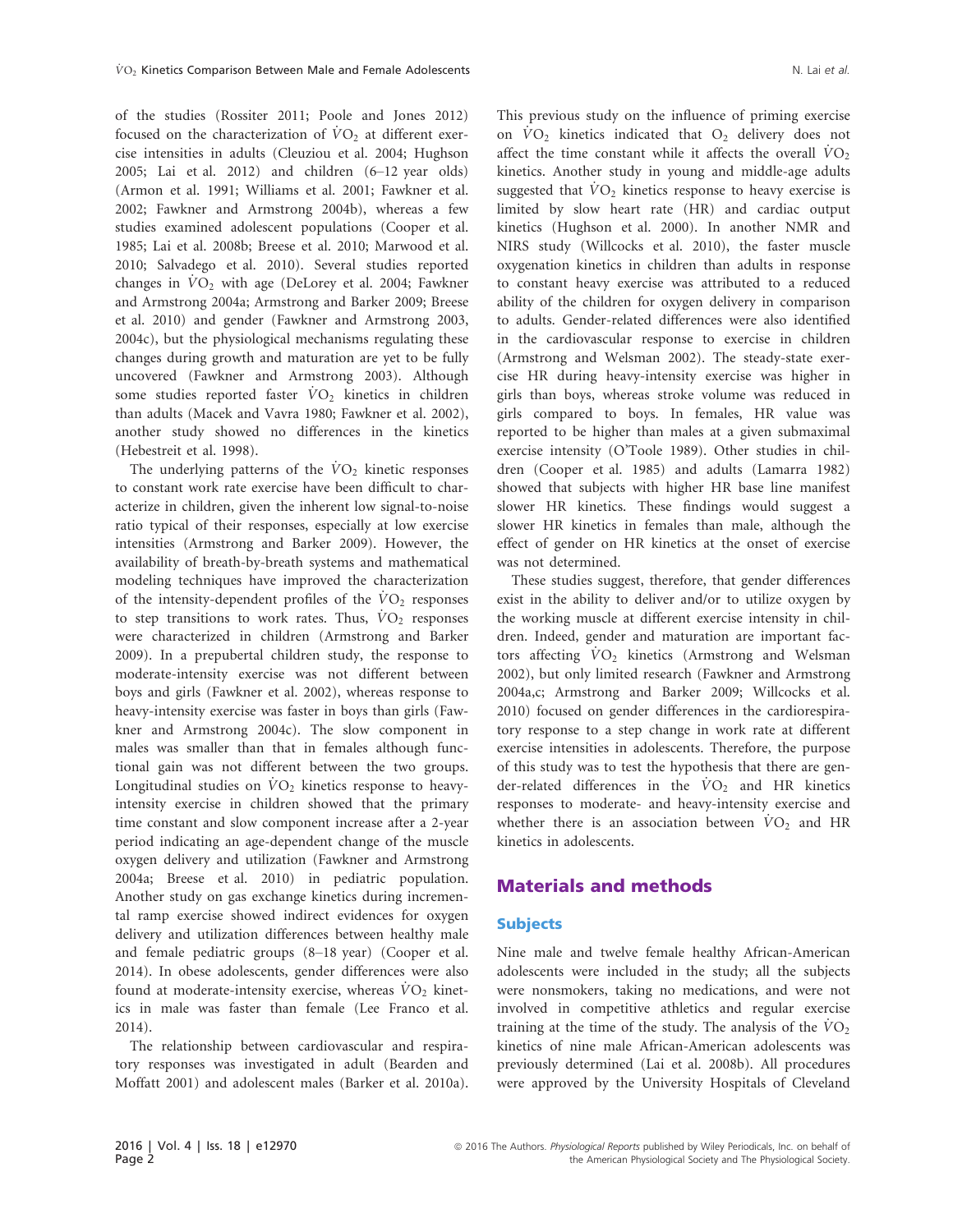of the studies (Rossiter 2011; Poole and Jones 2012) focused on the characterization of $\dot{V}O_2$ at different exercise intensities in adults (Cleuziou et al. 2004; Hughson 2005; Lai et al. 2012) and children (6–12 year olds) (Armon et al. 1991; Williams et al. 2001; Fawkner et al. 2002; Fawkner and Armstrong 2004b), whereas a few studies examined adolescent populations (Cooper et al. 1985; Lai et al. 2008b; Breese et al. 2010; Marwood et al. 2010; Salvadego et al. 2010). Several studies reported changes in $\dot{V}O_2$ with age (DeLorey et al. 2004; Fawkner and Armstrong 2004a; Armstrong and Barker 2009; Breese et al. 2010) and gender (Fawkner and Armstrong 2003, 2004c), but the physiological mechanisms regulating these changes during growth and maturation are yet to be fully uncovered (Fawkner and Armstrong 2003). Although some studies reported faster $\dot{V}O_2$ kinetics in children than adults (Macek and Vavra 1980; Fawkner et al. 2002), another study showed no differences in the kinetics (Hebestreit et al. 1998).

The underlying patterns of the $\dot{V}O_2$ kinetic responses to constant work rate exercise have been difficult to characterize in children, given the inherent low signal-to-noise ratio typical of their responses, especially at low exercise intensities (Armstrong and Barker 2009). However, the availability of breath-by-breath systems and mathematical modeling techniques have improved the characterization of the intensity-dependent profiles of the $\dot{V}O_2$ responses to step transitions to work rates. Thus, $\dot{V}O_2$ responses were characterized in children (Armstrong and Barker 2009). In a prepubertal children study, the response to moderate-intensity exercise was not different between boys and girls (Fawkner et al. 2002), whereas response to heavy-intensity exercise was faster in boys than girls (Fawkner and Armstrong 2004c). The slow component in males was smaller than that in females although functional gain was not different between the two groups. Longitudinal studies on $\dot{V}O_2$ kinetics response to heavy-intensity exercise in children showed that the primary time constant and slow component increase after a 2-year period indicating an age-dependent change of the muscle oxygen delivery and utilization (Fawkner and Armstrong 2004a; Breese et al. 2010) in pediatric population. Another study on gas exchange kinetics during incremental ramp exercise showed indirect evidences for oxygen delivery and utilization differences between healthy male and female pediatric groups (8–18 year) (Cooper et al. 2014). In obese adolescents, gender differences were also found at moderate-intensity exercise, whereas $\dot{V}O_2$ kinetics in male was faster than female (Lee Franco et al. 2014).

The relationship between cardiovascular and respiratory responses was investigated in adult (Bearden and Moffatt 2001) and adolescent males (Barker et al. 2010a). This previous study on the influence of priming exercise on $\dot{V}O_2$ kinetics indicated that $O_2$ delivery does not affect the time constant while it affects the overall $\dot{V}O_2$ kinetics. Another study in young and middle-age adults suggested that $\dot{V}O_2$ kinetics response to heavy exercise is limited by slow heart rate (HR) and cardiac output kinetics (Hughson et al. 2000). In another NMR and NIRS study (Willcocks et al. 2010), the faster muscle oxygenation kinetics in children than adults in response to constant heavy exercise was attributed to a reduced ability of the children for oxygen delivery in comparison to adults. Gender-related differences were also identified in the cardiovascular response to exercise in children (Armstrong and Welsman 2002). The steady-state exercise HR during heavy-intensity exercise was higher in girls than boys, whereas stroke volume was reduced in girls compared to boys. In females, HR value was reported to be higher than males at a given submaximal exercise intensity (O'Toole 1989). Other studies in children (Cooper et al. 1985) and adults (Lamarra 1982) showed that subjects with higher HR base line manifest slower HR kinetics. These findings would suggest a slower HR kinetics in females than male, although the effect of gender on HR kinetics at the onset of exercise was not determined.

These studies suggest, therefore, that gender differences exist in the ability to deliver and/or to utilize oxygen by the working muscle at different exercise intensity in children. Indeed, gender and maturation are important factors affecting $\dot{V}O_2$ kinetics (Armstrong and Welsman 2002), but only limited research (Fawkner and Armstrong 2004a,c; Armstrong and Barker 2009; Willcocks et al. 2010) focused on gender differences in the cardiorespiratory response to a step change in work rate at different exercise intensities in adolescents. Therefore, the purpose of this study was to test the hypothesis that there are gender-related differences in the $\dot{V}O_2$ and HR kinetics responses to moderate- and heavy-intensity exercise and whether there is an association between $\dot{V}O_2$ and HR kinetics in adolescents.

## Materials and methods

### Subjects

Nine male and twelve female healthy African-American adolescents were included in the study; all the subjects were nonsmokers, taking no medications, and were not involved in competitive athletics and regular exercise training at the time of the study. The analysis of the $\dot{V}O_2$ kinetics of nine male African-American adolescents was previously determined (Lai et al. 2008b). All procedures were approved by the University Hospitals of Cleveland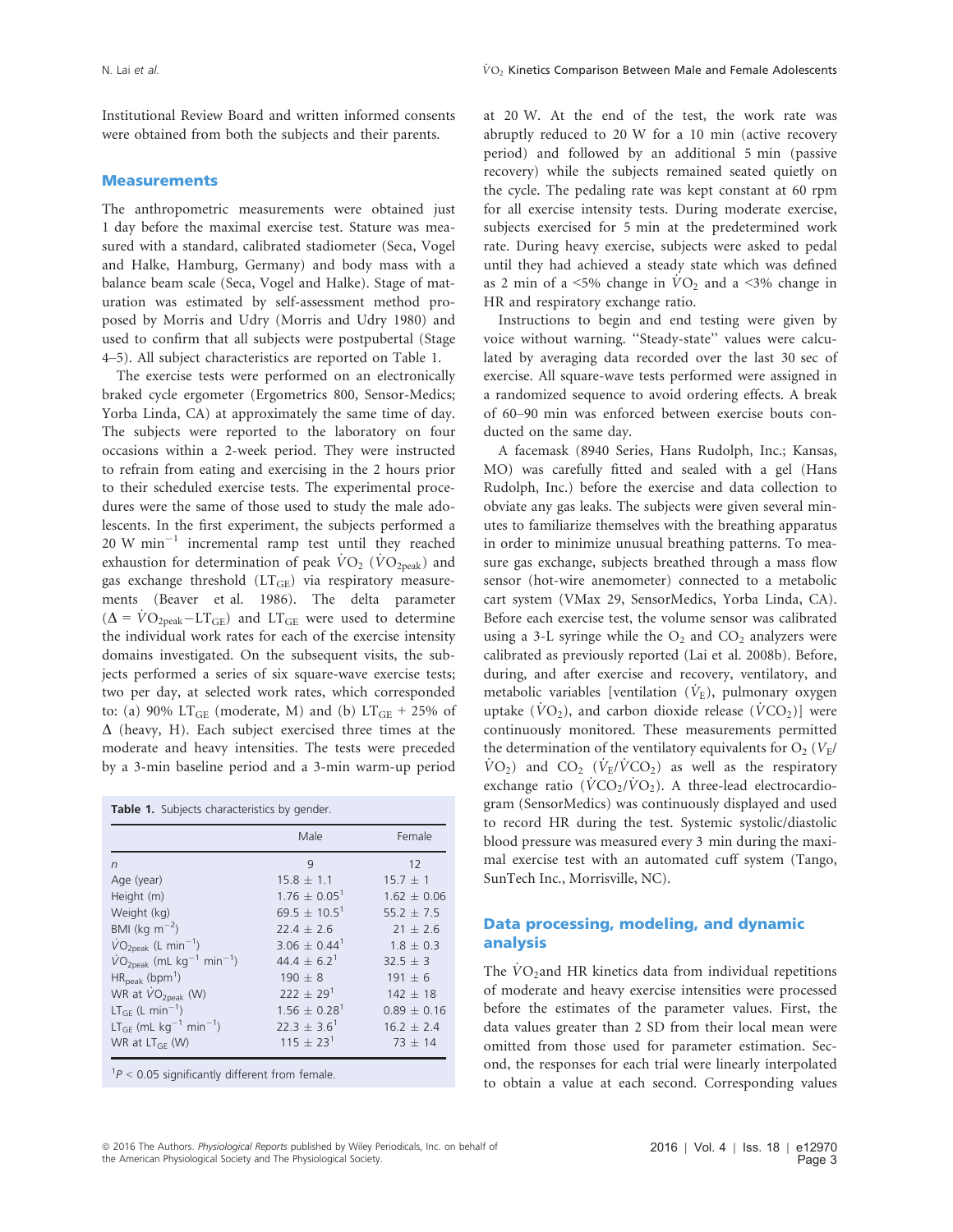Institutional Review Board and written informed consents were obtained from both the subjects and their parents.

## Measurements

The anthropometric measurements were obtained just 1 day before the maximal exercise test. Stature was measured with a standard, calibrated stadiometer (Seca, Vogel and Halke, Hamburg, Germany) and body mass with a balance beam scale (Seca, Vogel and Halke). Stage of maturation was estimated by self-assessment method proposed by Morris and Udry (Morris and Udry 1980) and used to confirm that all subjects were postpubertal (Stage 4–5). All subject characteristics are reported on Table 1.

The exercise tests were performed on an electronically braked cycle ergometer (Ergometrics 800, Sensor-Medics; Yorba Linda, CA) at approximately the same time of day. The subjects were reported to the laboratory on four occasions within a 2-week period. They were instructed to refrain from eating and exercising in the 2 hours prior to their scheduled exercise tests. The experimental procedures were the same of those used to study the male adolescents. In the first experiment, the subjects performed a 20 W min$^{-1}$ incremental ramp test until they reached exhaustion for determination of peak $\dot{V}O_2$ ($\dot{V}O_{2peak}$) and gas exchange threshold ($LT_{GE}$) via respiratory measurements (Beaver et al. 1986). The delta parameter ($\Delta = \dot{V}O_{2peak} - LT_{GE}$) and $LT_{GE}$ were used to determine the individual work rates for each of the exercise intensity domains investigated. On the subsequent visits, the subjects performed a series of six square-wave exercise tests; two per day, at selected work rates, which corresponded to: (a) 90% $LT_{GE}$ (moderate, M) and (b) $LT_{GE}$ + 25% of $\Delta$ (heavy, H). Each subject exercised three times at the moderate and heavy intensities. The tests were preceded by a 3-min baseline period and a 3-min warm-up period at 20 W. At the end of the test, the work rate was abruptly reduced to 20 W for a 10 min (active recovery period) and followed by an additional 5 min (passive recovery) while the subjects remained seated quietly on the cycle. The pedaling rate was kept constant at 60 rpm for all exercise intensity tests. During moderate exercise, subjects exercised for 5 min at the predetermined work rate. During heavy exercise, subjects were asked to pedal until they had achieved a steady state which was defined as 2 min of a <5% change in $\dot{V}O_2$ and a <3% change in HR and respiratory exchange ratio.

Instructions to begin and end testing were given by voice without warning. "Steady-state" values were calculated by averaging data recorded over the last 30 sec of exercise. All square-wave tests performed were assigned in a randomized sequence to avoid ordering effects. A break of 60–90 min was enforced between exercise bouts conducted on the same day.

A facemask (8940 Series, Hans Rudolph, Inc.; Kansas, MO) was carefully fitted and sealed with a gel (Hans Rudolph, Inc.) before the exercise and data collection to obviate any gas leaks. The subjects were given several minutes to familiarize themselves with the breathing apparatus in order to minimize unusual breathing patterns. To measure gas exchange, subjects breathed through a mass flow sensor (hot-wire anemometer) connected to a metabolic cart system (VMax 29, SensorMedics, Yorba Linda, CA). Before each exercise test, the volume sensor was calibrated using a 3-L syringe while the $O_2$ and $CO_2$ analyzers were calibrated as previously reported (Lai et al. 2008b). Before, during, and after exercise and recovery, ventilatory, and metabolic variables [ventilation ($\dot{V}_E$), pulmonary oxygen uptake ($\dot{V}O_2$), and carbon dioxide release ($\dot{V}CO_2$)] were continuously monitored. These measurements permitted the determination of the ventilatory equivalents for $O_2$ ($V_E/\dot{V}O_2$) and $CO_2$ ($\dot{V}_E/\dot{V}CO_2$) as well as the respiratory exchange ratio ($\dot{V}CO_2/\dot{V}O_2$). A three-lead electrocardiogram (SensorMedics) was continuously displayed and used to record HR during the test. Systemic systolic/diastolic blood pressure was measured every 3 min during the maximal exercise test with an automated cuff system (Tango, SunTech Inc., Morrisville, NC).

**Table 1.** Subjects characteristics by gender.

| | Male | Female |
|---|---|---|
| $n$ | 9 | 12 |
| Age (year) | 15.8 ± 1.1 | 15.7 ± 1 |
| Height (m) | 1.76 ± 0.05[1] | 1.62 ± 0.06 |
| Weight (kg) | 69.5 ± 10.5[1] | 55.2 ± 7.5 |
| BMI (kg m$^{-2}$) | 22.4 ± 2.6 | 21 ± 2.6 |
| $\dot{V}O_{2peak}$ (L min$^{-1}$) | 3.06 ± 0.44[1] | 1.8 ± 0.3 |
| $\dot{V}O_{2peak}$ (mL kg$^{-1}$ min$^{-1}$) | 44.4 ± 6.2[1] | 32.5 ± 3 |
| $HR_{peak}$ (bpm[1]) | 190 ± 8 | 191 ± 6 |
| WR at $\dot{V}O_{2peak}$ (W) | 222 ± 29[1] | 142 ± 18 |
| $LT_{GE}$ (L min$^{-1}$) | 1.56 ± 0.28[1] | 0.89 ± 0.16 |
| $LT_{GE}$ (mL kg$^{-1}$ min$^{-1}$) | 22.3 ± 3.6[1] | 16.2 ± 2.4 |
| WR at $LT_{GE}$ (W) | 115 ± 23[1] | 73 ± 14 |

[1]$P < 0.05$ significantly different from female.

## Data processing, modeling, and dynamic analysis

The $\dot{V}O_2$ and HR kinetics data from individual repetitions of moderate and heavy exercise intensities were processed before the estimates of the parameter values. First, the data values greater than 2 SD from their local mean were omitted from those used for parameter estimation. Second, the responses for each trial were linearly interpolated to obtain a value at each second. Corresponding values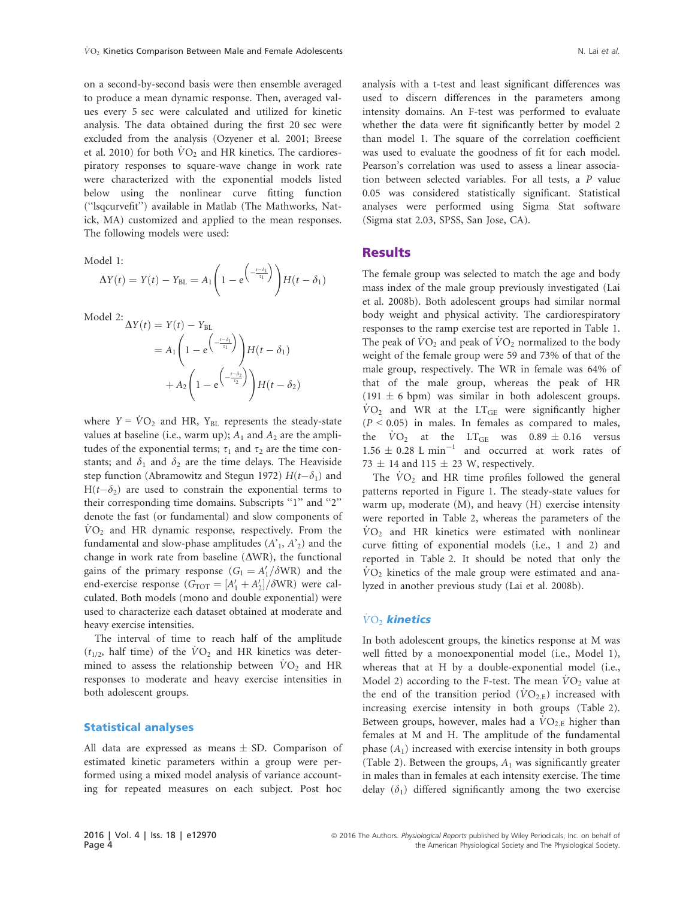on a second-by-second basis were then ensemble averaged to produce a mean dynamic response. Then, averaged values every 5 sec were calculated and utilized for kinetic analysis. The data obtained during the first 20 sec were excluded from the analysis (Ozyener et al. 2001; Breese et al. 2010) for both $\dot{V}O_2$ and HR kinetics. The cardiorespiratory responses to square-wave change in work rate were characterized with the exponential models listed below using the nonlinear curve fitting function ("lsqcurvefit") available in Matlab (The Mathworks, Natick, MA) customized and applied to the mean responses. The following models were used:

Model 1:

$$\Delta Y(t) = Y(t) - Y_{BL} = A_1\left(1 - e^{\left(-\frac{t-\delta_1}{\tau_1}\right)}\right)H(t-\delta_1)$$

Model 2:

$$\begin{aligned}\Delta Y(t) &= Y(t) - Y_{BL} \\ &= A_1\left(1 - e^{\left(-\frac{t-\delta_1}{\tau_1}\right)}\right)H(t-\delta_1) \\ &\quad + A_2\left(1 - e^{\left(-\frac{t-\delta_2}{\tau_2}\right)}\right)H(t-\delta_2)\end{aligned}$$

where $Y = \dot{V}O_2$ and HR, $Y_{BL}$ represents the steady-state values at baseline (i.e., warm up); $A_1$ and $A_2$ are the amplitudes of the exponential terms; $\tau_1$ and $\tau_2$ are the time constants; and $\delta_1$ and $\delta_2$ are the time delays. The Heaviside step function (Abramowitz and Stegun 1972) $H(t-\delta_1)$ and $H(t-\delta_2)$ are used to constrain the functional terms to their corresponding time domains. Subscripts "1" and "2" denote the fast (or fundamental) and slow components of $\dot{V}O_2$ and HR dynamic response, respectively. From the fundamental and slow-phase amplitudes ($A'_1$, $A'_2$) and the change in work rate from baseline ($\Delta$WR), the functional gains of the primary response ($G_1 = A'_1/\delta WR$) and the end-exercise response ($G_{TOT} = [A'_1 + A'_2]/\delta WR$) were calculated. Both models (mono and double exponential) were used to characterize each dataset obtained at moderate and heavy exercise intensities.

The interval of time to reach half of the amplitude ($t_{1/2}$, half time) of the $\dot{V}O_2$ and HR kinetics was determined to assess the relationship between $\dot{V}O_2$ and HR responses to moderate and heavy exercise intensities in both adolescent groups.

### Statistical analyses

All data are expressed as means ± SD. Comparison of estimated kinetic parameters within a group were performed using a mixed model analysis of variance accounting for repeated measures on each subject. Post hoc analysis with a t-test and least significant differences was used to discern differences in the parameters among intensity domains. An F-test was performed to evaluate whether the data were fit significantly better by model 2 than model 1. The square of the correlation coefficient was used to evaluate the goodness of fit for each model. Pearson's correlation was used to assess a linear association between selected variables. For all tests, a $P$ value 0.05 was considered statistically significant. Statistical analyses were performed using Sigma Stat software (Sigma stat 2.03, SPSS, San Jose, CA).

## Results

The female group was selected to match the age and body mass index of the male group previously investigated (Lai et al. 2008b). Both adolescent groups had similar normal body weight and physical activity. The cardiorespiratory responses to the ramp exercise test are reported in Table 1. The peak of $\dot{V}O_2$ and peak of $\dot{V}O_2$ normalized to the body weight of the female group were 59 and 73% of that of the male group, respectively. The WR in female was 64% of that of the male group, whereas the peak of HR (191 ± 6 bpm) was similar in both adolescent groups. $\dot{V}O_2$ and WR at the $LT_{GE}$ were significantly higher ($P < 0.05$) in males. In females as compared to males, the $\dot{V}O_2$ at the $LT_{GE}$ was 0.89 ± 0.16 versus 1.56 ± 0.28 L min$^{-1}$ and occurred at work rates of 73 ± 14 and 115 ± 23 W, respectively.

The $\dot{V}O_2$ and HR time profiles followed the general patterns reported in Figure 1. The steady-state values for warm up, moderate (M), and heavy (H) exercise intensity were reported in Table 2, whereas the parameters of the $\dot{V}O_2$ and HR kinetics were estimated with nonlinear curve fitting of exponential models (i.e., 1 and 2) and reported in Table 2. It should be noted that only the $\dot{V}O_2$ kinetics of the male group were estimated and analyzed in another previous study (Lai et al. 2008b).

### $\dot{V}O_2$ *kinetics*

In both adolescent groups, the kinetics response at M was well fitted by a monoexponential model (i.e., Model 1), whereas that at H by a double-exponential model (i.e., Model 2) according to the F-test. The mean $\dot{V}O_2$ value at the end of the transition period ($\dot{V}O_{2,E}$) increased with increasing exercise intensity in both groups (Table 2). Between groups, however, males had a $\dot{V}O_{2,E}$ higher than females at M and H. The amplitude of the fundamental phase ($A_1$) increased with exercise intensity in both groups (Table 2). Between the groups, $A_1$ was significantly greater in males than in females at each intensity exercise. The time delay ($\delta_1$) differed significantly among the two exercise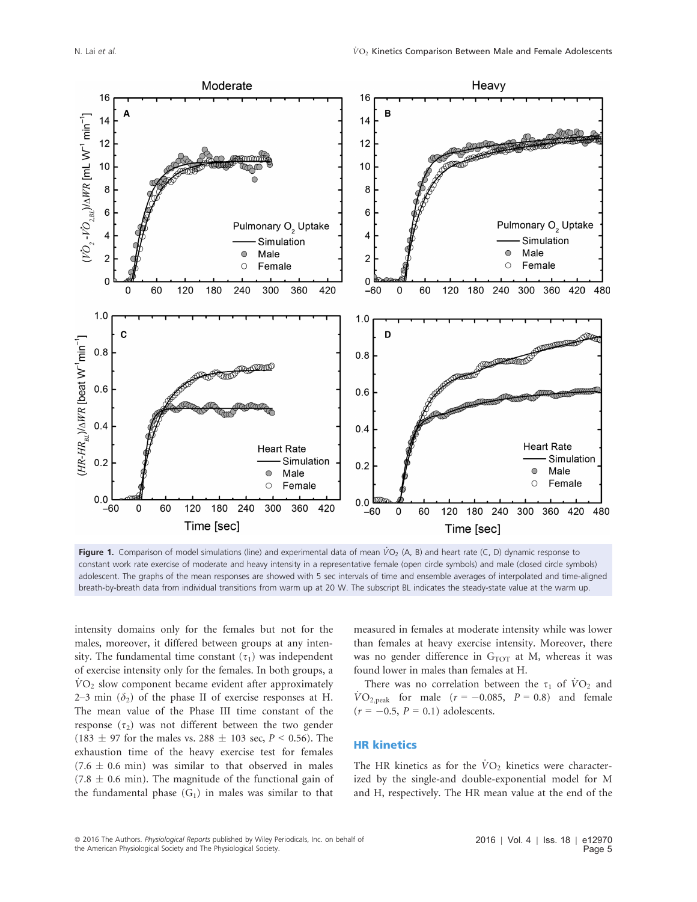Figure 1. Comparison of model simulations (line) and experimental data of mean $\dot{V}O_2$ (A, B) and heart rate (C, D) dynamic response to constant work rate exercise of moderate and heavy intensity in a representative female (open circle symbols) and male (closed circle symbols) adolescent. The graphs of the mean responses are showed with 5 sec intervals of time and ensemble averages of interpolated and time-aligned breath-by-breath data from individual transitions from warm up at 20 W. The subscript BL indicates the steady-state value at the warm up.

intensity domains only for the females but not for the males, moreover, it differed between groups at any intensity. The fundamental time constant ($\tau_1$) was independent of exercise intensity only for the females. In both groups, a $\dot{V}O_2$ slow component became evident after approximately 2–3 min ($\delta_2$) of the phase II of exercise responses at H. The mean value of the Phase III time constant of the response ($\tau_2$) was not different between the two gender (183 ± 97 for the males vs. 288 ± 103 sec, $P < 0.56$). The exhaustion time of the heavy exercise test for females (7.6 ± 0.6 min) was similar to that observed in males (7.8 ± 0.6 min). The magnitude of the functional gain of the fundamental phase ($G_1$) in males was similar to that measured in females at moderate intensity while was lower than females at heavy exercise intensity. Moreover, there was no gender difference in $G_{TOT}$ at M, whereas it was found lower in males than females at H.

There was no correlation between the $\tau_1$ of $\dot{V}O_2$ and $\dot{V}O_{2,peak}$ for male ($r = -0.085$, $P = 0.8$) and female ($r = -0.5$, $P = 0.1$) adolescents.

## HR kinetics

The HR kinetics as for the $\dot{V}O_2$ kinetics were characterized by the single-and double-exponential model for M and H, respectively. The HR mean value at the end of the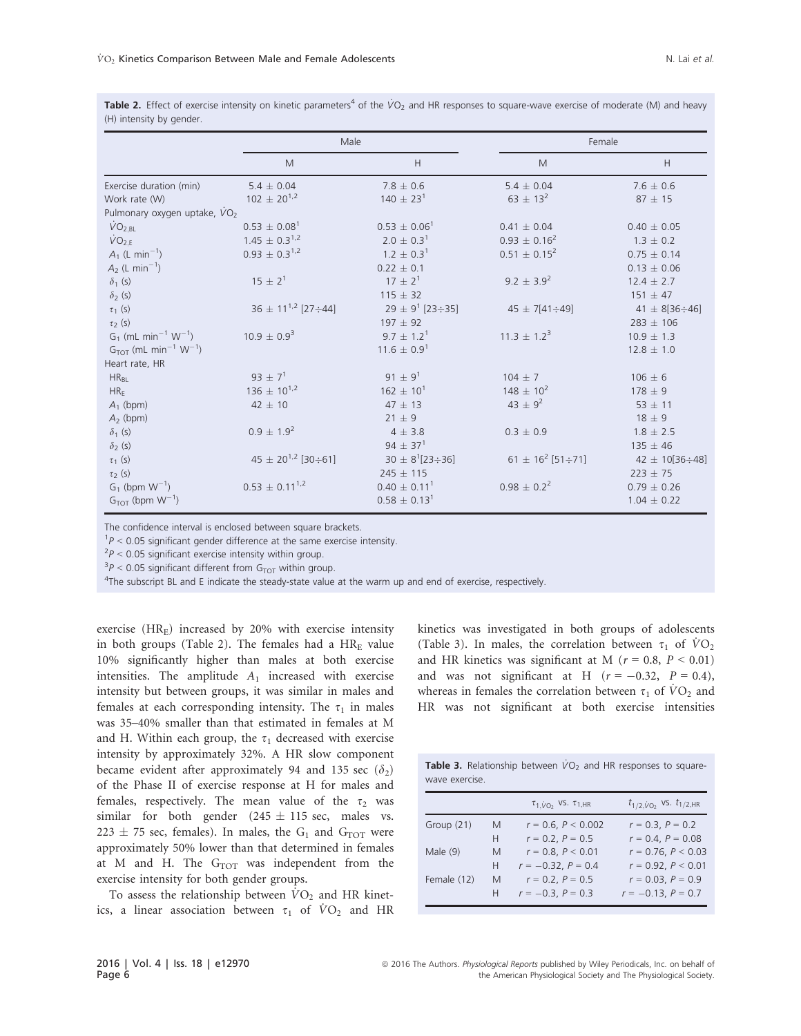**Table 2.** Effect of exercise intensity on kinetic parameters[4] of the $\dot{V}O_2$ and HR responses to square-wave exercise of moderate (M) and heavy (H) intensity by gender.

| | Male | | Female | |
|---|---|---|---|---|
| | M | H | M | H |
| Exercise duration (min) | 5.4 ± 0.04 | 7.8 ± 0.6 | 5.4 ± 0.04 | 7.6 ± 0.6 |
| Work rate (W) | 102 ± 20[1,2] | 140 ± 23[1] | 63 ± 13[2] | 87 ± 15 |
| Pulmonary oxygen uptake, $\dot{V}O_2$ | | | | |
| $\dot{V}O_{2,BL}$ | 0.53 ± 0.08[1] | 0.53 ± 0.06[1] | 0.41 ± 0.04 | 0.40 ± 0.05 |
| $\dot{V}O_{2,E}$ | 1.45 ± 0.3[1,2] | 2.0 ± 0.3[1] | 0.93 ± 0.16[2] | 1.3 ± 0.2 |
| $A_1$ (L min$^{-1}$) | 0.93 ± 0.3[1,2] | 1.2 ± 0.3[1] | 0.51 ± 0.15[2] | 0.75 ± 0.14 |
| $A_2$ (L min$^{-1}$) | | 0.22 ± 0.1 | | 0.13 ± 0.06 |
| $\delta_1$ (s) | 15 ± 2[1] | 17 ± 2[1] | 9.2 ± 3.9[2] | 12.4 ± 2.7 |
| $\delta_2$ (s) | | 115 ± 32 | | 151 ± 47 |
| $\tau_1$ (s) | 36 ± 11[1,2] [27÷44] | 29 ± 9[1] [23÷35] | 45 ± 7[41÷49] | 41 ± 8[36÷46] |
| $\tau_2$ (s) | | 197 ± 92 | | 283 ± 106 |
| $G_1$ (mL min$^{-1}$ W$^{-1}$) | 10.9 ± 0.9[3] | 9.7 ± 1.2[1] | 11.3 ± 1.2[3] | 10.9 ± 1.3 |
| $G_{TOT}$ (mL min$^{-1}$ W$^{-1}$) | | 11.6 ± 0.9[1] | | 12.8 ± 1.0 |
| Heart rate, HR | | | | |
| $HR_{BL}$ | 93 ± 7[1] | 91 ± 9[1] | 104 ± 7 | 106 ± 6 |
| $HR_E$ | 136 ± 10[1,2] | 162 ± 10[1] | 148 ± 10[2] | 178 ± 9 |
| $A_1$ (bpm) | 42 ± 10 | 47 ± 13 | 43 ± 9[2] | 53 ± 11 |
| $A_2$ (bpm) | | 21 ± 9 | | 18 ± 9 |
| $\delta_1$ (s) | 0.9 ± 1.9[2] | 4 ± 3.8 | 0.3 ± 0.9 | 1.8 ± 2.5 |
| $\delta_2$ (s) | | 94 ± 37[1] | | 135 ± 46 |
| $\tau_1$ (s) | 45 ± 20[1,2] [30÷61] | 30 ± 8[1][23÷36] | 61 ± 16[2] [51÷71] | 42 ± 10[36÷48] |
| $\tau_2$ (s) | | 245 ± 115 | | 223 ± 75 |
| $G_1$ (bpm W$^{-1}$) | 0.53 ± 0.11[1,2] | 0.40 ± 0.11[1] | 0.98 ± 0.2[2] | 0.79 ± 0.26 |
| $G_{TOT}$ (bpm W$^{-1}$) | | 0.58 ± 0.13[1] | | 1.04 ± 0.22 |

The confidence interval is enclosed between square brackets.
[1]$P < 0.05$ significant gender difference at the same exercise intensity.
[2]$P < 0.05$ significant exercise intensity within group.
[3]$P < 0.05$ significant different from $G_{TOT}$ within group.
[4]The subscript BL and E indicate the steady-state value at the warm up and end of exercise, respectively.

exercise ($HR_E$) increased by 20% with exercise intensity in both groups (Table 2). The females had a $HR_E$ value 10% significantly higher than males at both exercise intensities. The amplitude $A_1$ increased with exercise intensity but between groups, it was similar in males and females at each corresponding intensity. The $\tau_1$ in males was 35–40% smaller than that estimated in females at M and H. Within each group, the $\tau_1$ decreased with exercise intensity by approximately 32%. A HR slow component became evident after approximately 94 and 135 sec ($\delta_2$) of the Phase II of exercise response at H for males and females, respectively. The mean value of the $\tau_2$ was similar for both gender (245 ± 115 sec, males vs. 223 ± 75 sec, females). In males, the $G_1$ and $G_{TOT}$ were approximately 50% lower than that determined in females at M and H. The $G_{TOT}$ was independent from the exercise intensity for both gender groups.

To assess the relationship between $\dot{V}O_2$ and HR kinetics, a linear association between $\tau_1$ of $\dot{V}O_2$ and HR kinetics was investigated in both groups of adolescents (Table 3). In males, the correlation between $\tau_1$ of $\dot{V}O_2$ and HR kinetics was significant at M ($r = 0.8$, $P < 0.01$) and was not significant at H ($r = -0.32$, $P = 0.4$), whereas in females the correlation between $\tau_1$ of $\dot{V}O_2$ and HR was not significant at both exercise intensities

**Table 3.** Relationship between $\dot{V}O_2$ and HR responses to square-wave exercise.

| | | $\tau_{1,\dot{V}O_2}$ vs. $\tau_{1,HR}$ | $t_{1/2,\dot{V}O_2}$ vs. $t_{1/2,HR}$ |
|---|---|---|---|
| Group (21) | M | $r = 0.6$, $P < 0.002$ | $r = 0.3$, $P = 0.2$ |
| | H | $r = 0.2$, $P = 0.5$ | $r = 0.4$, $P = 0.08$ |
| Male (9) | M | $r = 0.8$, $P < 0.01$ | $r = 0.76$, $P < 0.03$ |
| | H | $r = -0.32$, $P = 0.4$ | $r = 0.92$, $P < 0.01$ |
| Female (12) | M | $r = 0.2$, $P = 0.5$ | $r = 0.03$, $P = 0.9$ |
| | H | $r = -0.3$, $P = 0.3$ | $r = -0.13$, $P = 0.7$ |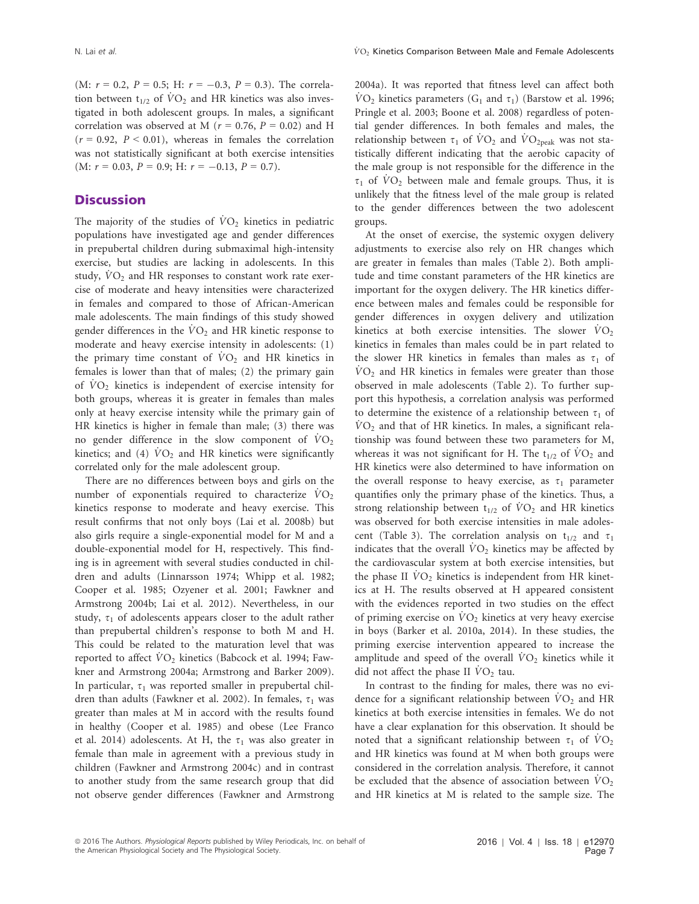(M: $r = 0.2$, $P = 0.5$; H: $r = -0.3$, $P = 0.3$). The correlation between $t_{1/2}$ of $\dot{V}O_2$ and HR kinetics was also investigated in both adolescent groups. In males, a significant correlation was observed at M ($r = 0.76$, $P = 0.02$) and H ($r = 0.92$, $P < 0.01$), whereas in females the correlation was not statistically significant at both exercise intensities (M: $r = 0.03$, $P = 0.9$; H: $r = -0.13$, $P = 0.7$).

## Discussion

The majority of the studies of $\dot{V}O_2$ kinetics in pediatric populations have investigated age and gender differences in prepubertal children during submaximal high-intensity exercise, but studies are lacking in adolescents. In this study, $\dot{V}O_2$ and HR responses to constant work rate exercise of moderate and heavy intensities were characterized in females and compared to those of African-American male adolescents. The main findings of this study showed gender differences in the $\dot{V}O_2$ and HR kinetic response to moderate and heavy exercise intensity in adolescents: (1) the primary time constant of $\dot{V}O_2$ and HR kinetics in females is lower than that of males; (2) the primary gain of $\dot{V}O_2$ kinetics is independent of exercise intensity for both groups, whereas it is greater in females than males only at heavy exercise intensity while the primary gain of HR kinetics is higher in female than male; (3) there was no gender difference in the slow component of $\dot{V}O_2$ kinetics; and (4) $\dot{V}O_2$ and HR kinetics were significantly correlated only for the male adolescent group.

There are no differences between boys and girls on the number of exponentials required to characterize $\dot{V}O_2$ kinetics response to moderate and heavy exercise. This result confirms that not only boys (Lai et al. 2008b) but also girls require a single-exponential model for M and a double-exponential model for H, respectively. This finding is in agreement with several studies conducted in children and adults (Linnarsson 1974; Whipp et al. 1982; Cooper et al. 1985; Ozyener et al. 2001; Fawkner and Armstrong 2004b; Lai et al. 2012). Nevertheless, in our study, $\tau_1$ of adolescents appears closer to the adult rather than prepubertal children's response to both M and H. This could be related to the maturation level that was reported to affect $\dot{V}O_2$ kinetics (Babcock et al. 1994; Fawkner and Armstrong 2004a; Armstrong and Barker 2009). In particular, $\tau_1$ was reported smaller in prepubertal children than adults (Fawkner et al. 2002). In females, $\tau_1$ was greater than males at M in accord with the results found in healthy (Cooper et al. 1985) and obese (Lee Franco et al. 2014) adolescents. At H, the $\tau_1$ was also greater in female than male in agreement with a previous study in children (Fawkner and Armstrong 2004c) and in contrast to another study from the same research group that did not observe gender differences (Fawkner and Armstrong 2004a). It was reported that fitness level can affect both $\dot{V}O_2$ kinetics parameters ($G_1$ and $\tau_1$) (Barstow et al. 1996; Pringle et al. 2003; Boone et al. 2008) regardless of potential gender differences. In both females and males, the relationship between $\tau_1$ of $\dot{V}O_2$ and $\dot{V}O_{2peak}$ was not statistically different indicating that the aerobic capacity of the male group is not responsible for the difference in the $\tau_1$ of $\dot{V}O_2$ between male and female groups. Thus, it is unlikely that the fitness level of the male group is related to the gender differences between the two adolescent groups.

At the onset of exercise, the systemic oxygen delivery adjustments to exercise also rely on HR changes which are greater in females than males (Table 2). Both amplitude and time constant parameters of the HR kinetics are important for the oxygen delivery. The HR kinetics difference between males and females could be responsible for gender differences in oxygen delivery and utilization kinetics at both exercise intensities. The slower $\dot{V}O_2$ kinetics in females than males could be in part related to the slower HR kinetics in females than males as $\tau_1$ of $\dot{V}O_2$ and HR kinetics in females were greater than those observed in male adolescents (Table 2). To further support this hypothesis, a correlation analysis was performed to determine the existence of a relationship between $\tau_1$ of $\dot{V}O_2$ and that of HR kinetics. In males, a significant relationship was found between these two parameters for M, whereas it was not significant for H. The $t_{1/2}$ of $\dot{V}O_2$ and HR kinetics were also determined to have information on the overall response to heavy exercise, as $\tau_1$ parameter quantifies only the primary phase of the kinetics. Thus, a strong relationship between $t_{1/2}$ of $\dot{V}O_2$ and HR kinetics was observed for both exercise intensities in male adolescent (Table 3). The correlation analysis on $t_{1/2}$ and $\tau_1$ indicates that the overall $\dot{V}O_2$ kinetics may be affected by the cardiovascular system at both exercise intensities, but the phase II $\dot{V}O_2$ kinetics is independent from HR kinetics at H. The results observed at H appeared consistent with the evidences reported in two studies on the effect of priming exercise on $\dot{V}O_2$ kinetics at very heavy exercise in boys (Barker et al. 2010a, 2014). In these studies, the priming exercise intervention appeared to increase the amplitude and speed of the overall $\dot{V}O_2$ kinetics while it did not affect the phase II $\dot{V}O_2$ tau.

In contrast to the finding for males, there was no evidence for a significant relationship between $\dot{V}O_2$ and HR kinetics at both exercise intensities in females. We do not have a clear explanation for this observation. It should be noted that a significant relationship between $\tau_1$ of $\dot{V}O_2$ and HR kinetics was found at M when both groups were considered in the correlation analysis. Therefore, it cannot be excluded that the absence of association between $\dot{V}O_2$ and HR kinetics at M is related to the sample size. The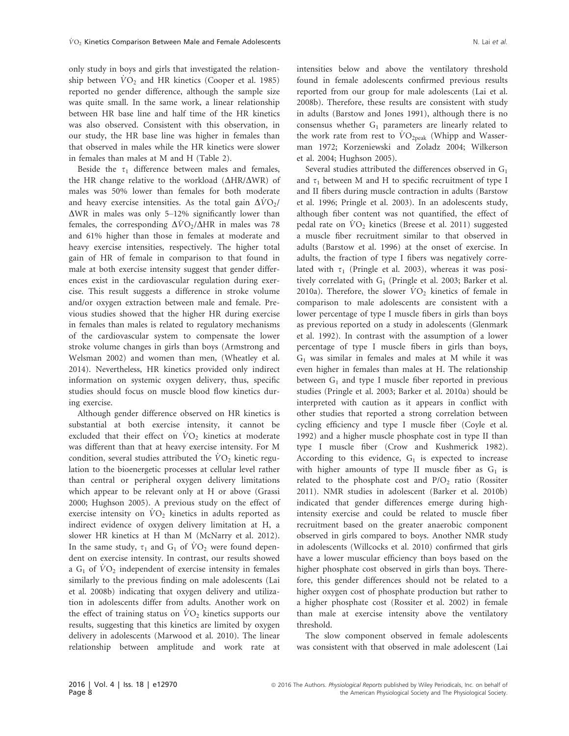only study in boys and girls that investigated the relationship between $\dot{V}O_2$ and HR kinetics (Cooper et al. 1985) reported no gender difference, although the sample size was quite small. In the same work, a linear relationship between HR base line and half time of the HR kinetics was also observed. Consistent with this observation, in our study, the HR base line was higher in females than that observed in males while the HR kinetics were slower in females than males at M and H (Table 2).

Beside the $\tau_1$ difference between males and females, the HR change relative to the workload ($\Delta$HR/$\Delta$WR) of males was 50% lower than females for both moderate and heavy exercise intensities. As the total gain $\Delta\dot{V}O_2/\Delta$WR in males was only 5–12% significantly lower than females, the corresponding $\Delta\dot{V}O_2/\Delta$HR in males was 78 and 61% higher than those in females at moderate and heavy exercise intensities, respectively. The higher total gain of HR of female in comparison to that found in male at both exercise intensity suggest that gender differences exist in the cardiovascular regulation during exercise. This result suggests a difference in stroke volume and/or oxygen extraction between male and female. Previous studies showed that the higher HR during exercise in females than males is related to regulatory mechanisms of the cardiovascular system to compensate the lower stroke volume changes in girls than boys (Armstrong and Welsman 2002) and women than men, (Wheatley et al. 2014). Nevertheless, HR kinetics provided only indirect information on systemic oxygen delivery, thus, specific studies should focus on muscle blood flow kinetics during exercise.

Although gender difference observed on HR kinetics is substantial at both exercise intensity, it cannot be excluded that their effect on $\dot{V}O_2$ kinetics at moderate was different than that at heavy exercise intensity. For M condition, several studies attributed the $\dot{V}O_2$ kinetic regulation to the bioenergetic processes at cellular level rather than central or peripheral oxygen delivery limitations which appear to be relevant only at H or above (Grassi 2000; Hughson 2005). A previous study on the effect of exercise intensity on $\dot{V}O_2$ kinetics in adults reported as indirect evidence of oxygen delivery limitation at H, a slower HR kinetics at H than M (McNarry et al. 2012). In the same study, $\tau_1$ and $G_1$ of $\dot{V}O_2$ were found dependent on exercise intensity. In contrast, our results showed a $G_1$ of $\dot{V}O_2$ independent of exercise intensity in females similarly to the previous finding on male adolescents (Lai et al. 2008b) indicating that oxygen delivery and utilization in adolescents differ from adults. Another work on the effect of training status on $\dot{V}O_2$ kinetics supports our results, suggesting that this kinetics are limited by oxygen delivery in adolescents (Marwood et al. 2010). The linear relationship between amplitude and work rate at intensities below and above the ventilatory threshold found in female adolescents confirmed previous results reported from our group for male adolescents (Lai et al. 2008b). Therefore, these results are consistent with study in adults (Barstow and Jones 1991), although there is no consensus whether $G_1$ parameters are linearly related to the work rate from rest to $\dot{V}O_{2peak}$ (Whipp and Wasserman 1972; Korzeniewski and Zoladz 2004; Wilkerson et al. 2004; Hughson 2005).

Several studies attributed the differences observed in $G_1$ and $\tau_1$ between M and H to specific recruitment of type I and II fibers during muscle contraction in adults (Barstow et al. 1996; Pringle et al. 2003). In an adolescents study, although fiber content was not quantified, the effect of pedal rate on $\dot{V}O_2$ kinetics (Breese et al. 2011) suggested a muscle fiber recruitment similar to that observed in adults (Barstow et al. 1996) at the onset of exercise. In adults, the fraction of type I fibers was negatively correlated with $\tau_1$ (Pringle et al. 2003), whereas it was positively correlated with $G_1$ (Pringle et al. 2003; Barker et al. 2010a). Therefore, the slower $\dot{V}O_2$ kinetics of female in comparison to male adolescents are consistent with a lower percentage of type I muscle fibers in girls than boys as previous reported on a study in adolescents (Glenmark et al. 1992). In contrast with the assumption of a lower percentage of type I muscle fibers in girls than boys, $G_1$ was similar in females and males at M while it was even higher in females than males at H. The relationship between $G_1$ and type I muscle fiber reported in previous studies (Pringle et al. 2003; Barker et al. 2010a) should be interpreted with caution as it appears in conflict with other studies that reported a strong correlation between cycling efficiency and type I muscle fiber (Coyle et al. 1992) and a higher muscle phosphate cost in type II than type I muscle fiber (Crow and Kushmerick 1982). According to this evidence, $G_1$ is expected to increase with higher amounts of type II muscle fiber as $G_1$ is related to the phosphate cost and $P/O_2$ ratio (Rossiter 2011). NMR studies in adolescent (Barker et al. 2010b) indicated that gender differences emerge during high-intensity exercise and could be related to muscle fiber recruitment based on the greater anaerobic component observed in girls compared to boys. Another NMR study in adolescents (Willcocks et al. 2010) confirmed that girls have a lower muscular efficiency than boys based on the higher phosphate cost observed in girls than boys. Therefore, this gender differences should not be related to a higher oxygen cost of phosphate production but rather to a higher phosphate cost (Rossiter et al. 2002) in female than male at exercise intensity above the ventilatory threshold.

The slow component observed in female adolescents was consistent with that observed in male adolescent (Lai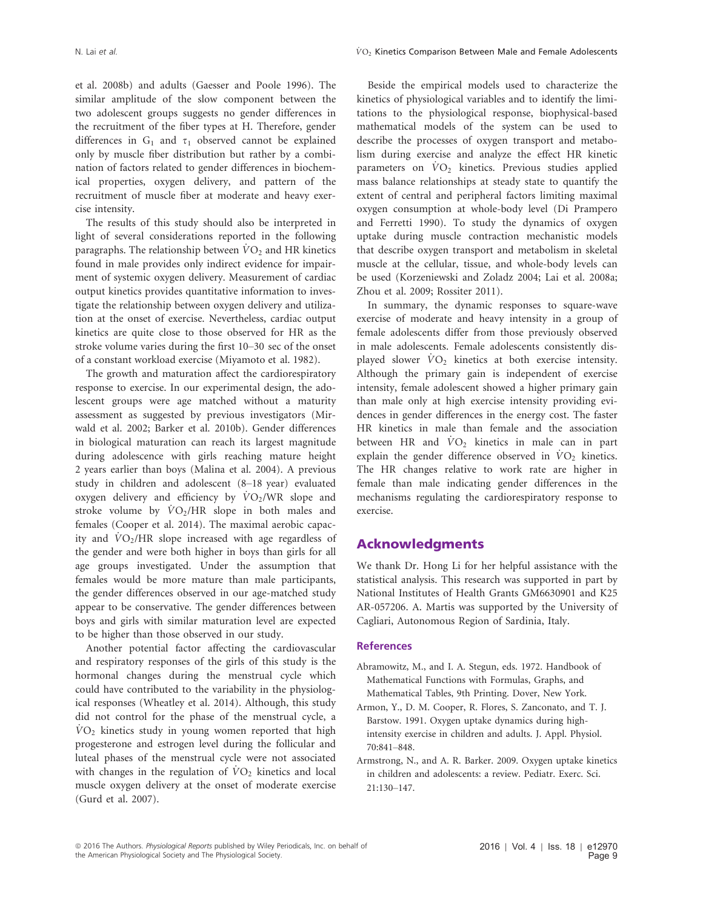et al. 2008b) and adults (Gaesser and Poole 1996). The similar amplitude of the slow component between the two adolescent groups suggests no gender differences in the recruitment of the fiber types at H. Therefore, gender differences in $G_1$ and $\tau_1$ observed cannot be explained only by muscle fiber distribution but rather by a combination of factors related to gender differences in biochemical properties, oxygen delivery, and pattern of the recruitment of muscle fiber at moderate and heavy exercise intensity.

The results of this study should also be interpreted in light of several considerations reported in the following paragraphs. The relationship between $\dot{V}O_2$ and HR kinetics found in male provides only indirect evidence for impairment of systemic oxygen delivery. Measurement of cardiac output kinetics provides quantitative information to investigate the relationship between oxygen delivery and utilization at the onset of exercise. Nevertheless, cardiac output kinetics are quite close to those observed for HR as the stroke volume varies during the first 10–30 sec of the onset of a constant workload exercise (Miyamoto et al. 1982).

The growth and maturation affect the cardiorespiratory response to exercise. In our experimental design, the adolescent groups were age matched without a maturity assessment as suggested by previous investigators (Mirwald et al. 2002; Barker et al. 2010b). Gender differences in biological maturation can reach its largest magnitude during adolescence with girls reaching mature height 2 years earlier than boys (Malina et al. 2004). A previous study in children and adolescent (8–18 year) evaluated oxygen delivery and efficiency by $\dot{V}O_2$/WR slope and stroke volume by $\dot{V}O_2$/HR slope in both males and females (Cooper et al. 2014). The maximal aerobic capacity and $\dot{V}O_2$/HR slope increased with age regardless of the gender and were both higher in boys than girls for all age groups investigated. Under the assumption that females would be more mature than male participants, the gender differences observed in our age-matched study appear to be conservative. The gender differences between boys and girls with similar maturation level are expected to be higher than those observed in our study.

Another potential factor affecting the cardiovascular and respiratory responses of the girls of this study is the hormonal changes during the menstrual cycle which could have contributed to the variability in the physiological responses (Wheatley et al. 2014). Although, this study did not control for the phase of the menstrual cycle, a $\dot{V}O_2$ kinetics study in young women reported that high progesterone and estrogen level during the follicular and luteal phases of the menstrual cycle were not associated with changes in the regulation of $\dot{V}O_2$ kinetics and local muscle oxygen delivery at the onset of moderate exercise (Gurd et al. 2007).

Beside the empirical models used to characterize the kinetics of physiological variables and to identify the limitations to the physiological response, biophysical-based mathematical models of the system can be used to describe the processes of oxygen transport and metabolism during exercise and analyze the effect HR kinetic parameters on $\dot{V}O_2$ kinetics. Previous studies applied mass balance relationships at steady state to quantify the extent of central and peripheral factors limiting maximal oxygen consumption at whole-body level (Di Prampero and Ferretti 1990). To study the dynamics of oxygen uptake during muscle contraction mechanistic models that describe oxygen transport and metabolism in skeletal muscle at the cellular, tissue, and whole-body levels can be used (Korzeniewski and Zoladz 2004; Lai et al. 2008a; Zhou et al. 2009; Rossiter 2011).

In summary, the dynamic responses to square-wave exercise of moderate and heavy intensity in a group of female adolescents differ from those previously observed in male adolescents. Female adolescents consistently displayed slower $\dot{V}O_2$ kinetics at both exercise intensity. Although the primary gain is independent of exercise intensity, female adolescent showed a higher primary gain than male only at high exercise intensity providing evidences in gender differences in the energy cost. The faster HR kinetics in male than female and the association between HR and $\dot{V}O_2$ kinetics in male can in part explain the gender difference observed in $\dot{V}O_2$ kinetics. The HR changes relative to work rate are higher in female than male indicating gender differences in the mechanisms regulating the cardiorespiratory response to exercise.

## Acknowledgments

We thank Dr. Hong Li for her helpful assistance with the statistical analysis. This research was supported in part by National Institutes of Health Grants GM6630901 and K25 AR-057206. A. Martis was supported by the University of Cagliari, Autonomous Region of Sardinia, Italy.

### References

Abramowitz, M., and I. A. Stegun, eds. 1972. Handbook of Mathematical Functions with Formulas, Graphs, and Mathematical Tables, 9th Printing. Dover, New York.

Armon, Y., D. M. Cooper, R. Flores, S. Zanconato, and T. J. Barstow. 1991. Oxygen uptake dynamics during high-intensity exercise in children and adults. J. Appl. Physiol. 70:841–848.

Armstrong, N., and A. R. Barker. 2009. Oxygen uptake kinetics in children and adolescents: a review. Pediatr. Exerc. Sci. 21:130–147.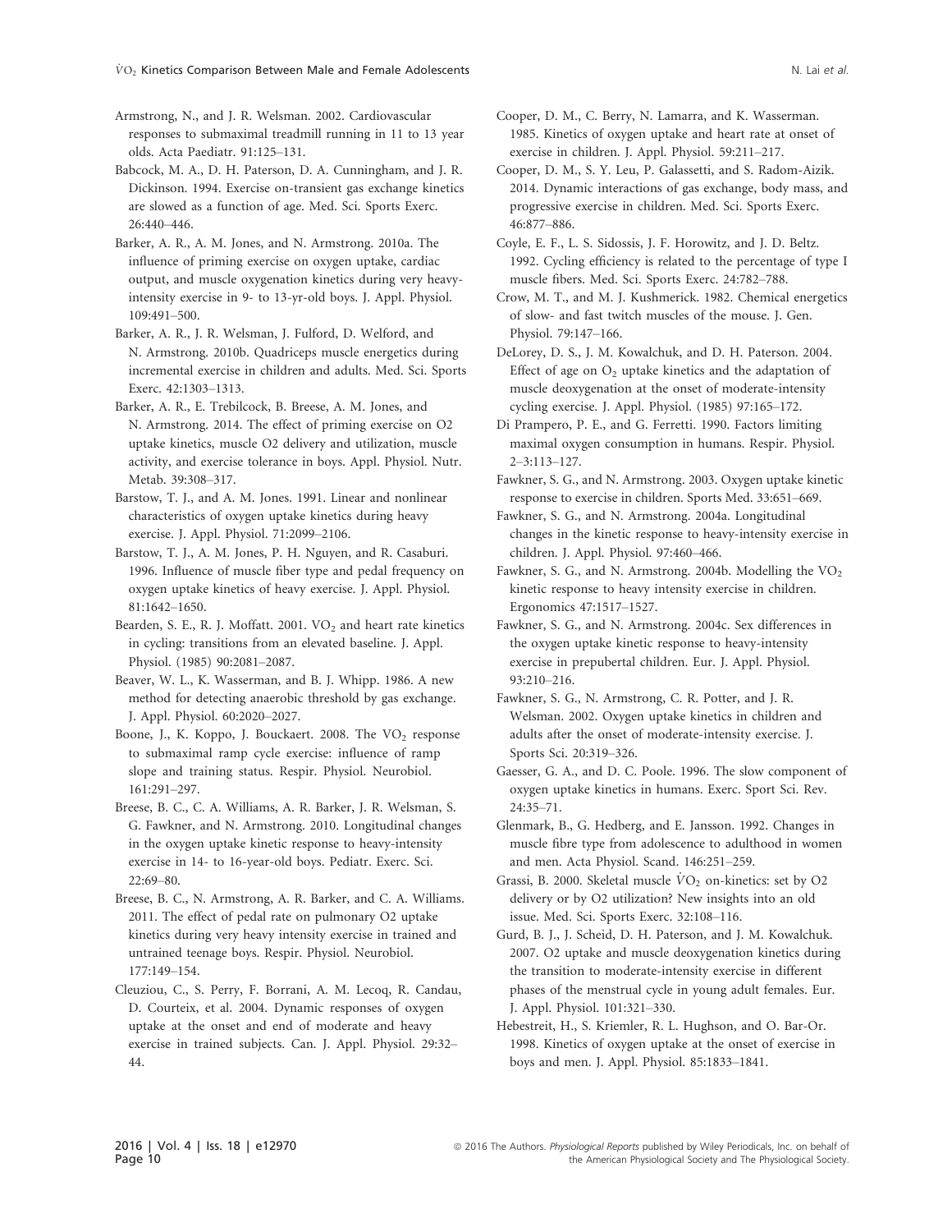Armstrong, N., and J. R. Welsman. 2002. Cardiovascular responses to submaximal treadmill running in 11 to 13 year olds. Acta Paediatr. 91:125–131.

Babcock, M. A., D. H. Paterson, D. A. Cunningham, and J. R. Dickinson. 1994. Exercise on-transient gas exchange kinetics are slowed as a function of age. Med. Sci. Sports Exerc. 26:440–446.

Barker, A. R., A. M. Jones, and N. Armstrong. 2010a. The influence of priming exercise on oxygen uptake, cardiac output, and muscle oxygenation kinetics during very heavy-intensity exercise in 9- to 13-yr-old boys. J. Appl. Physiol. 109:491–500.

Barker, A. R., J. R. Welsman, J. Fulford, D. Welford, and N. Armstrong. 2010b. Quadriceps muscle energetics during incremental exercise in children and adults. Med. Sci. Sports Exerc. 42:1303–1313.

Barker, A. R., E. Trebilcock, B. Breese, A. M. Jones, and N. Armstrong. 2014. The effect of priming exercise on O2 uptake kinetics, muscle O2 delivery and utilization, muscle activity, and exercise tolerance in boys. Appl. Physiol. Nutr. Metab. 39:308–317.

Barstow, T. J., and A. M. Jones. 1991. Linear and nonlinear characteristics of oxygen uptake kinetics during heavy exercise. J. Appl. Physiol. 71:2099–2106.

Barstow, T. J., A. M. Jones, P. H. Nguyen, and R. Casaburi. 1996. Influence of muscle fiber type and pedal frequency on oxygen uptake kinetics of heavy exercise. J. Appl. Physiol. 81:1642–1650.

Bearden, S. E., R. J. Moffatt. 2001. $VO_2$ and heart rate kinetics in cycling: transitions from an elevated baseline. J. Appl. Physiol. (1985) 90:2081–2087.

Beaver, W. L., K. Wasserman, and B. J. Whipp. 1986. A new method for detecting anaerobic threshold by gas exchange. J. Appl. Physiol. 60:2020–2027.

Boone, J., K. Koppo, J. Bouckaert. 2008. The $VO_2$ response to submaximal ramp cycle exercise: influence of ramp slope and training status. Respir. Physiol. Neurobiol. 161:291–297.

Breese, B. C., C. A. Williams, A. R. Barker, J. R. Welsman, S. G. Fawkner, and N. Armstrong. 2010. Longitudinal changes in the oxygen uptake kinetic response to heavy-intensity exercise in 14- to 16-year-old boys. Pediatr. Exerc. Sci. 22:69–80.

Breese, B. C., N. Armstrong, A. R. Barker, and C. A. Williams. 2011. The effect of pedal rate on pulmonary O2 uptake kinetics during very heavy intensity exercise in trained and untrained teenage boys. Respir. Physiol. Neurobiol. 177:149–154.

Cleuziou, C., S. Perry, F. Borrani, A. M. Lecoq, R. Candau, D. Courteix, et al. 2004. Dynamic responses of oxygen uptake at the onset and end of moderate and heavy exercise in trained subjects. Can. J. Appl. Physiol. 29:32–44.

Cooper, D. M., C. Berry, N. Lamarra, and K. Wasserman. 1985. Kinetics of oxygen uptake and heart rate at onset of exercise in children. J. Appl. Physiol. 59:211–217.

Cooper, D. M., S. Y. Leu, P. Galassetti, and S. Radom-Aizik. 2014. Dynamic interactions of gas exchange, body mass, and progressive exercise in children. Med. Sci. Sports Exerc. 46:877–886.

Coyle, E. F., L. S. Sidossis, J. F. Horowitz, and J. D. Beltz. 1992. Cycling efficiency is related to the percentage of type I muscle fibers. Med. Sci. Sports Exerc. 24:782–788.

Crow, M. T., and M. J. Kushmerick. 1982. Chemical energetics of slow- and fast twitch muscles of the mouse. J. Gen. Physiol. 79:147–166.

DeLorey, D. S., J. M. Kowalchuk, and D. H. Paterson. 2004. Effect of age on $O_2$ uptake kinetics and the adaptation of muscle deoxygenation at the onset of moderate-intensity cycling exercise. J. Appl. Physiol. (1985) 97:165–172.

Di Prampero, P. E., and G. Ferretti. 1990. Factors limiting maximal oxygen consumption in humans. Respir. Physiol. 2–3:113–127.

Fawkner, S. G., and N. Armstrong. 2003. Oxygen uptake kinetic response to exercise in children. Sports Med. 33:651–669.

Fawkner, S. G., and N. Armstrong. 2004a. Longitudinal changes in the kinetic response to heavy-intensity exercise in children. J. Appl. Physiol. 97:460–466.

Fawkner, S. G., and N. Armstrong. 2004b. Modelling the $VO_2$ kinetic response to heavy intensity exercise in children. Ergonomics 47:1517–1527.

Fawkner, S. G., and N. Armstrong. 2004c. Sex differences in the oxygen uptake kinetic response to heavy-intensity exercise in prepubertal children. Eur. J. Appl. Physiol. 93:210–216.

Fawkner, S. G., N. Armstrong, C. R. Potter, and J. R. Welsman. 2002. Oxygen uptake kinetics in children and adults after the onset of moderate-intensity exercise. J. Sports Sci. 20:319–326.

Gaesser, G. A., and D. C. Poole. 1996. The slow component of oxygen uptake kinetics in humans. Exerc. Sport Sci. Rev. 24:35–71.

Glenmark, B., G. Hedberg, and E. Jansson. 1992. Changes in muscle fibre type from adolescence to adulthood in women and men. Acta Physiol. Scand. 146:251–259.

Grassi, B. 2000. Skeletal muscle $\dot{V}O_2$ on-kinetics: set by O2 delivery or by O2 utilization? New insights into an old issue. Med. Sci. Sports Exerc. 32:108–116.

Gurd, B. J., J. Scheid, D. H. Paterson, and J. M. Kowalchuk. 2007. O2 uptake and muscle deoxygenation kinetics during the transition to moderate-intensity exercise in different phases of the menstrual cycle in young adult females. Eur. J. Appl. Physiol. 101:321–330.

Hebestreit, H., S. Kriemler, R. L. Hughson, and O. Bar-Or. 1998. Kinetics of oxygen uptake at the onset of exercise in boys and men. J. Appl. Physiol. 85:1833–1841.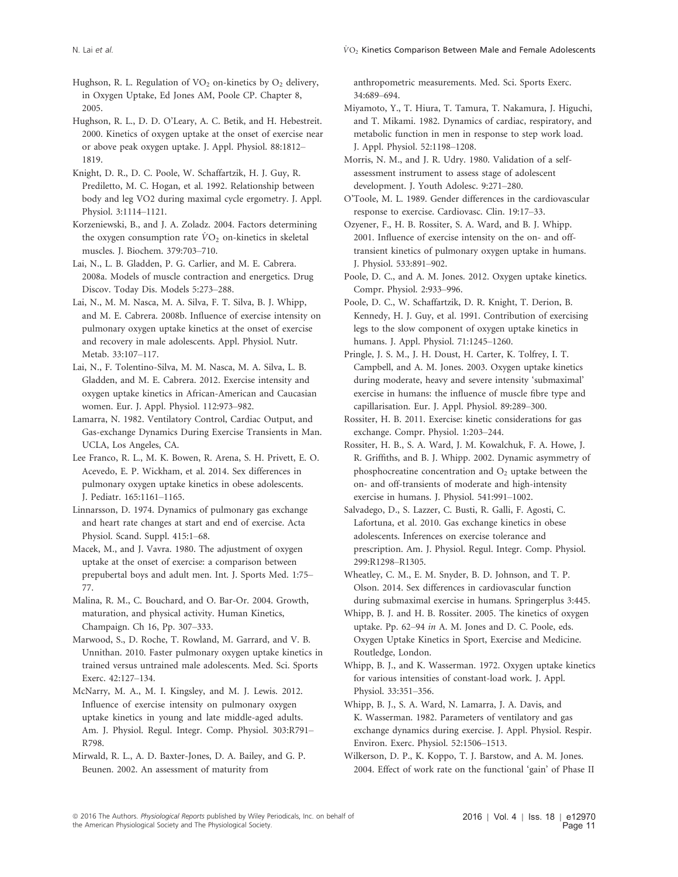Hughson, R. L. Regulation of $VO_2$ on-kinetics by $O_2$ delivery, in Oxygen Uptake, Ed Jones AM, Poole CP. Chapter 8, 2005.

Hughson, R. L., D. D. O'Leary, A. C. Betik, and H. Hebestreit. 2000. Kinetics of oxygen uptake at the onset of exercise near or above peak oxygen uptake. J. Appl. Physiol. 88:1812–1819.

Knight, D. R., D. C. Poole, W. Schaffartzik, H. J. Guy, R. Prediletto, M. C. Hogan, et al. 1992. Relationship between body and leg VO2 during maximal cycle ergometry. J. Appl. Physiol. 3:1114–1121.

Korzeniewski, B., and J. A. Zoladz. 2004. Factors determining the oxygen consumption rate $\dot{V}O_2$ on-kinetics in skeletal muscles. J. Biochem. 379:703–710.

Lai, N., L. B. Gladden, P. G. Carlier, and M. E. Cabrera. 2008a. Models of muscle contraction and energetics. Drug Discov. Today Dis. Models 5:273–288.

Lai, N., M. M. Nasca, M. A. Silva, F. T. Silva, B. J. Whipp, and M. E. Cabrera. 2008b. Influence of exercise intensity on pulmonary oxygen uptake kinetics at the onset of exercise and recovery in male adolescents. Appl. Physiol. Nutr. Metab. 33:107–117.

Lai, N., F. Tolentino-Silva, M. M. Nasca, M. A. Silva, L. B. Gladden, and M. E. Cabrera. 2012. Exercise intensity and oxygen uptake kinetics in African-American and Caucasian women. Eur. J. Appl. Physiol. 112:973–982.

Lamarra, N. 1982. Ventilatory Control, Cardiac Output, and Gas-exchange Dynamics During Exercise Transients in Man. UCLA, Los Angeles, CA.

Lee Franco, R. L., M. K. Bowen, R. Arena, S. H. Privett, E. O. Acevedo, E. P. Wickham, et al. 2014. Sex differences in pulmonary oxygen uptake kinetics in obese adolescents. J. Pediatr. 165:1161–1165.

Linnarsson, D. 1974. Dynamics of pulmonary gas exchange and heart rate changes at start and end of exercise. Acta Physiol. Scand. Suppl. 415:1–68.

Macek, M., and J. Vavra. 1980. The adjustment of oxygen uptake at the onset of exercise: a comparison between prepubertal boys and adult men. Int. J. Sports Med. 1:75–77.

Malina, R. M., C. Bouchard, and O. Bar-Or. 2004. Growth, maturation, and physical activity. Human Kinetics, Champaign. Ch 16, Pp. 307–333.

Marwood, S., D. Roche, T. Rowland, M. Garrard, and V. B. Unnithan. 2010. Faster pulmonary oxygen uptake kinetics in trained versus untrained male adolescents. Med. Sci. Sports Exerc. 42:127–134.

McNarry, M. A., M. I. Kingsley, and M. J. Lewis. 2012. Influence of exercise intensity on pulmonary oxygen uptake kinetics in young and late middle-aged adults. Am. J. Physiol. Regul. Integr. Comp. Physiol. 303:R791–R798.

Mirwald, R. L., A. D. Baxter-Jones, D. A. Bailey, and G. P. Beunen. 2002. An assessment of maturity from anthropometric measurements. Med. Sci. Sports Exerc. 34:689–694.

Miyamoto, Y., T. Hiura, T. Tamura, T. Nakamura, J. Higuchi, and T. Mikami. 1982. Dynamics of cardiac, respiratory, and metabolic function in men in response to step work load. J. Appl. Physiol. 52:1198–1208.

Morris, N. M., and J. R. Udry. 1980. Validation of a self-assessment instrument to assess stage of adolescent development. J. Youth Adolesc. 9:271–280.

O'Toole, M. L. 1989. Gender differences in the cardiovascular response to exercise. Cardiovasc. Clin. 19:17–33.

Ozyener, F., H. B. Rossiter, S. A. Ward, and B. J. Whipp. 2001. Influence of exercise intensity on the on- and off-transient kinetics of pulmonary oxygen uptake in humans. J. Physiol. 533:891–902.

Poole, D. C., and A. M. Jones. 2012. Oxygen uptake kinetics. Compr. Physiol. 2:933–996.

Poole, D. C., W. Schaffartzik, D. R. Knight, T. Derion, B. Kennedy, H. J. Guy, et al. 1991. Contribution of exercising legs to the slow component of oxygen uptake kinetics in humans. J. Appl. Physiol. 71:1245–1260.

Pringle, J. S. M., J. H. Doust, H. Carter, K. Tolfrey, I. T. Campbell, and A. M. Jones. 2003. Oxygen uptake kinetics during moderate, heavy and severe intensity 'submaximal' exercise in humans: the influence of muscle fibre type and capillarisation. Eur. J. Appl. Physiol. 89:289–300.

Rossiter, H. B. 2011. Exercise: kinetic considerations for gas exchange. Compr. Physiol. 1:203–244.

Rossiter, H. B., S. A. Ward, J. M. Kowalchuk, F. A. Howe, J. R. Griffiths, and B. J. Whipp. 2002. Dynamic asymmetry of phosphocreatine concentration and $O_2$ uptake between the on- and off-transients of moderate and high-intensity exercise in humans. J. Physiol. 541:991–1002.

Salvadego, D., S. Lazzer, C. Busti, R. Galli, F. Agosti, C. Lafortuna, et al. 2010. Gas exchange kinetics in obese adolescents. Inferences on exercise tolerance and prescription. Am. J. Physiol. Regul. Integr. Comp. Physiol. 299:R1298–R1305.

Wheatley, C. M., E. M. Snyder, B. D. Johnson, and T. P. Olson. 2014. Sex differences in cardiovascular function during submaximal exercise in humans. Springerplus 3:445.

Whipp, B. J. and H. B. Rossiter. 2005. The kinetics of oxygen uptake. Pp. 62–94 *in* A. M. Jones and D. C. Poole, eds. Oxygen Uptake Kinetics in Sport, Exercise and Medicine. Routledge, London.

Whipp, B. J., and K. Wasserman. 1972. Oxygen uptake kinetics for various intensities of constant-load work. J. Appl. Physiol. 33:351–356.

Whipp, B. J., S. A. Ward, N. Lamarra, J. A. Davis, and K. Wasserman. 1982. Parameters of ventilatory and gas exchange dynamics during exercise. J. Appl. Physiol. Respir. Environ. Exerc. Physiol. 52:1506–1513.

Wilkerson, D. P., K. Koppo, T. J. Barstow, and A. M. Jones. 2004. Effect of work rate on the functional 'gain' of Phase II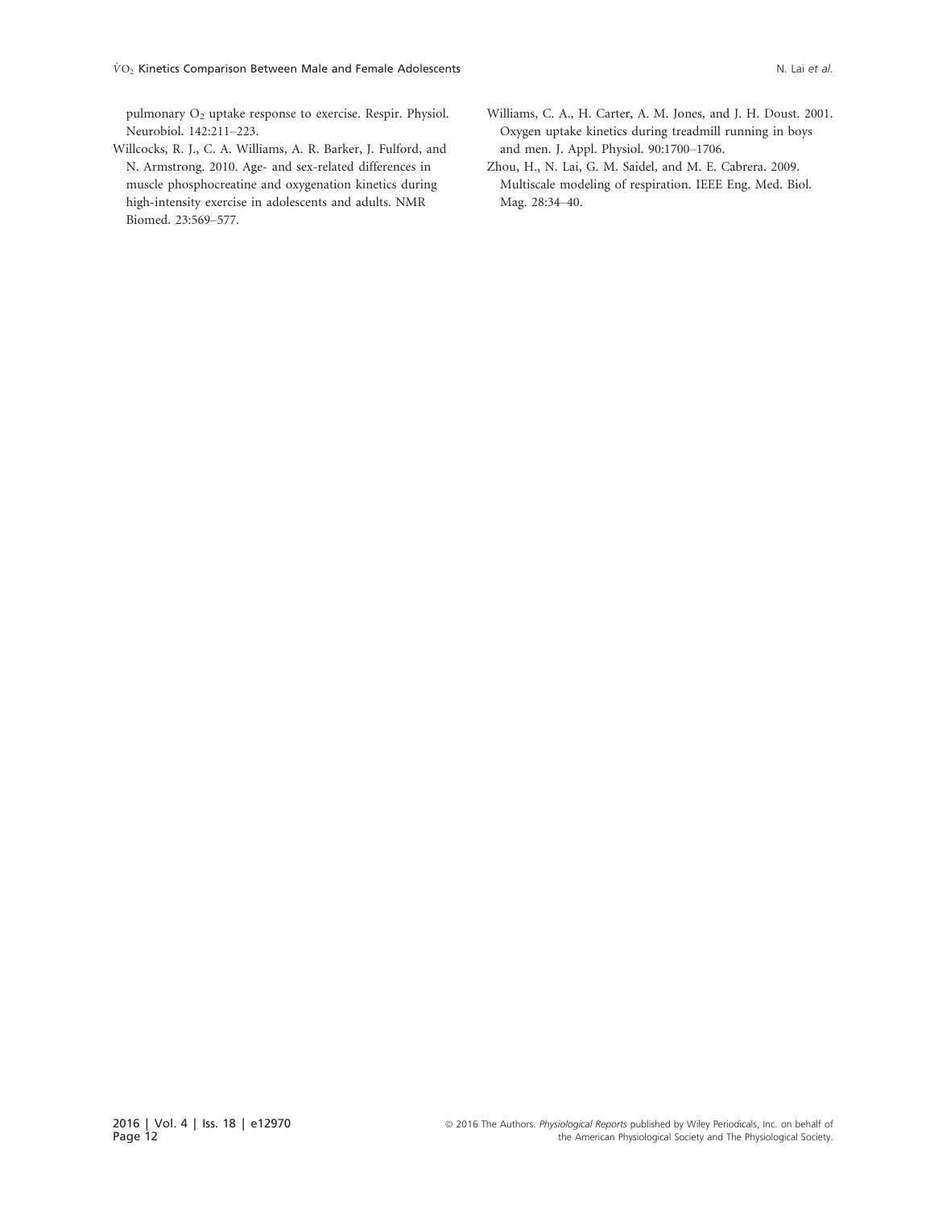pulmonary $O_2$ uptake response to exercise. Respir. Physiol. Neurobiol. 142:211–223.

Willcocks, R. J., C. A. Williams, A. R. Barker, J. Fulford, and N. Armstrong. 2010. Age- and sex-related differences in muscle phosphocreatine and oxygenation kinetics during high-intensity exercise in adolescents and adults. NMR Biomed. 23:569–577.

Williams, C. A., H. Carter, A. M. Jones, and J. H. Doust. 2001. Oxygen uptake kinetics during treadmill running in boys and men. J. Appl. Physiol. 90:1700–1706.

Zhou, H., N. Lai, G. M. Saidel, and M. E. Cabrera. 2009. Multiscale modeling of respiration. IEEE Eng. Med. Biol. Mag. 28:34–40.